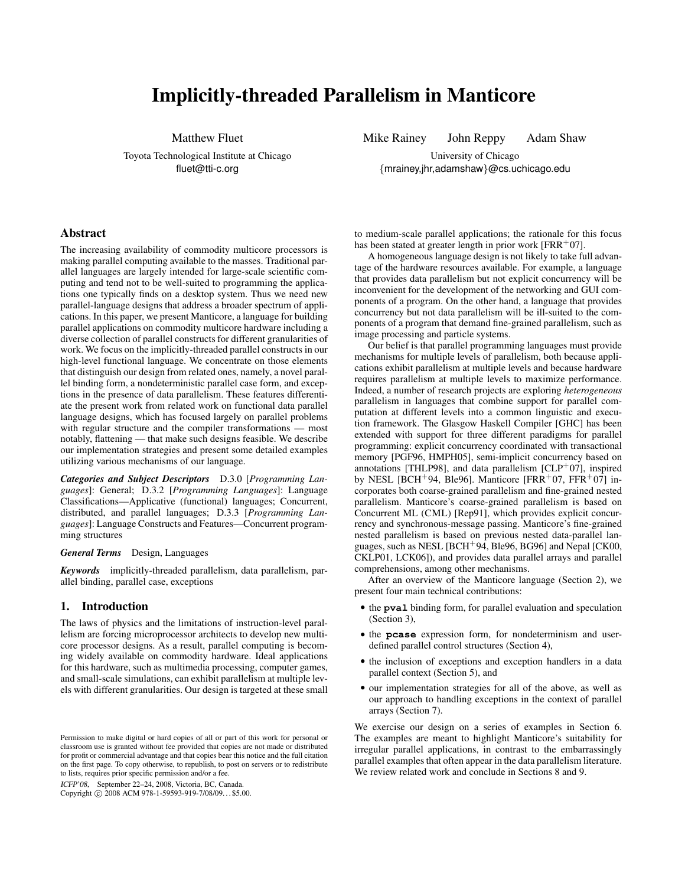# Implicitly-threaded Parallelism in Manticore

Matthew Fluet
Toyota Technological Institute at Chicago
fluet@tti-c.org

Mike Rainey  John Reppy  Adam Shaw
University of Chicago
{mrainey,jhr,adamshaw}@cs.uchicago.edu

## Abstract

The increasing availability of commodity multicore processors is making parallel computing available to the masses. Traditional parallel languages are largely intended for large-scale scientific computing and tend not to be well-suited to programming the applications one typically finds on a desktop system. Thus we need new parallel-language designs that address a broader spectrum of applications. In this paper, we present Manticore, a language for building parallel applications on commodity multicore hardware including a diverse collection of parallel constructs for different granularities of work. We focus on the implicitly-threaded parallel constructs in our high-level functional language. We concentrate on those elements that distinguish our design from related ones, namely, a novel parallel binding form, a nondeterministic parallel case form, and exceptions in the presence of data parallelism. These features differentiate the present work from related work on functional data parallel language designs, which has focused largely on parallel problems with regular structure and the compiler transformations — most notably, flattening — that make such designs feasible. We describe our implementation strategies and present some detailed examples utilizing various mechanisms of our language.

***Categories and Subject Descriptors*** D.3.0 [*Programming Languages*]: General; D.3.2 [*Programming Languages*]: Language Classifications—Applicative (functional) languages; Concurrent, distributed, and parallel languages; D.3.3 [*Programming Languages*]: Language Constructs and Features—Concurrent programming structures

***General Terms*** Design, Languages

***Keywords*** implicitly-threaded parallelism, data parallelism, parallel binding, parallel case, exceptions

## 1. Introduction

The laws of physics and the limitations of instruction-level parallelism are forcing microprocessor architects to develop new multicore processor designs. As a result, parallel computing is becoming widely available on commodity hardware. Ideal applications for this hardware, such as multimedia processing, computer games, and small-scale simulations, can exhibit parallelism at multiple levels with different granularities. Our design is targeted at these small to medium-scale parallel applications; the rationale for this focus has been stated at greater length in prior work [FRR+07].

A homogeneous language design is not likely to take full advantage of the hardware resources available. For example, a language that provides data parallelism but not explicit concurrency will be inconvenient for the development of the networking and GUI components of a program. On the other hand, a language that provides concurrency but not data parallelism will be ill-suited to the components of a program that demand fine-grained parallelism, such as image processing and particle systems.

Our belief is that parallel programming languages must provide mechanisms for multiple levels of parallelism, both because applications exhibit parallelism at multiple levels and because hardware requires parallelism at multiple levels to maximize performance. Indeed, a number of research projects are exploring *heterogeneous* parallelism in languages that combine support for parallel computation at different levels into a common linguistic and execution framework. The Glasgow Haskell Compiler [GHC] has been extended with support for three different paradigms for parallel programming: explicit concurrency coordinated with transactional memory [PGF96, HMPH05], semi-implicit concurrency based on annotations [THLP98], and data parallelism [CLP+07], inspired by NESL [BCH+94, Ble96]. Manticore [FRR+07, FFR+07] incorporates both coarse-grained parallelism and fine-grained nested parallelism. Manticore's coarse-grained parallelism is based on Concurrent ML (CML) [Rep91], which provides explicit concurrency and synchronous-message passing. Manticore's fine-grained nested parallelism is based on previous nested data-parallel languages, such as NESL [BCH+94, Ble96, BG96] and Nepal [CK00, CKLP01, LCK06]), and provides data parallel arrays and parallel comprehensions, among other mechanisms.

After an overview of the Manticore language (Section 2), we present four main technical contributions:

- the **pval** binding form, for parallel evaluation and speculation (Section 3),
- the **pcase** expression form, for nondeterminism and user-defined parallel control structures (Section 4),
- the inclusion of exceptions and exception handlers in a data parallel context (Section 5), and
- our implementation strategies for all of the above, as well as our approach to handling exceptions in the context of parallel arrays (Section 7).

We exercise our design on a series of examples in Section 6. The examples are meant to highlight Manticore's suitability for irregular parallel applications, in contrast to the embarrassingly parallel examples that often appear in the data parallelism literature. We review related work and conclude in Sections 8 and 9.

Permission to make digital or hard copies of all or part of this work for personal or classroom use is granted without fee provided that copies are not made or distributed for profit or commercial advantage and that copies bear this notice and the full citation on the first page. To copy otherwise, to republish, to post on servers or to redistribute to lists, requires prior specific permission and/or a fee.

*ICFP'08,* September 22–24, 2008, Victoria, BC, Canada.
Copyright © 2008 ACM 978-1-59593-919-7/08/09...$5.00.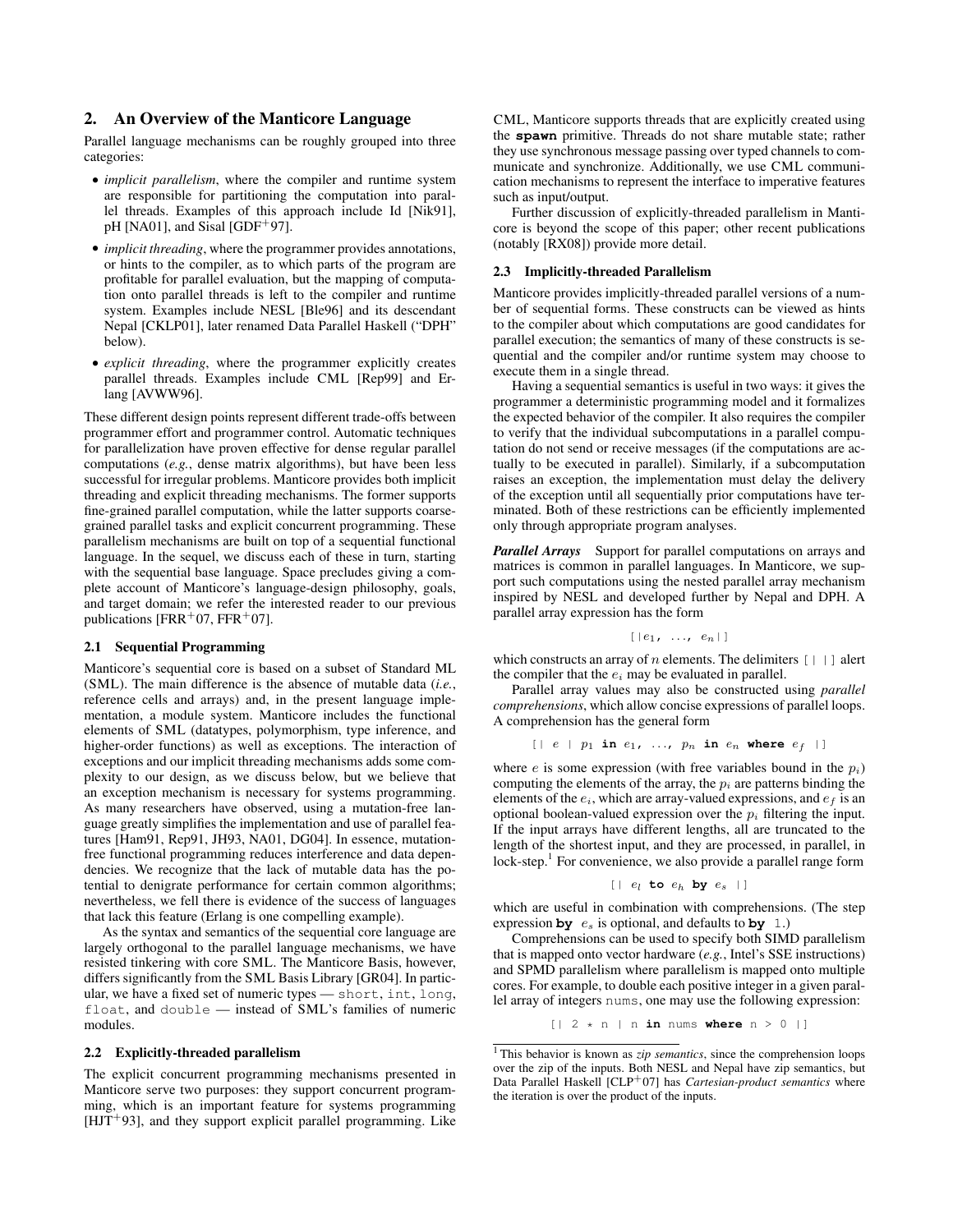## 2. An Overview of the Manticore Language

Parallel language mechanisms can be roughly grouped into three categories:

- *implicit parallelism*, where the compiler and runtime system are responsible for partitioning the computation into parallel threads. Examples of this approach include Id [Nik91], pH [NA01], and Sisal [GDF+97].
- *implicit threading*, where the programmer provides annotations, or hints to the compiler, as to which parts of the program are profitable for parallel evaluation, but the mapping of computation onto parallel threads is left to the compiler and runtime system. Examples include NESL [Ble96] and its descendant Nepal [CKLP01], later renamed Data Parallel Haskell ("DPH" below).
- *explicit threading*, where the programmer explicitly creates parallel threads. Examples include CML [Rep99] and Erlang [AVWW96].

These different design points represent different trade-offs between programmer effort and programmer control. Automatic techniques for parallelization have proven effective for dense regular parallel computations (*e.g.*, dense matrix algorithms), but have been less successful for irregular problems. Manticore provides both implicit threading and explicit threading mechanisms. The former supports fine-grained parallel computation, while the latter supports coarse-grained parallel tasks and explicit concurrent programming. These parallelism mechanisms are built on top of a sequential functional language. In the sequel, we discuss each of these in turn, starting with the sequential base language. Space precludes giving a complete account of Manticore's language-design philosophy, goals, and target domain; we refer the interested reader to our previous publications [FRR+07, FFR+07].

### 2.1 Sequential Programming

Manticore's sequential core is based on a subset of Standard ML (SML). The main difference is the absence of mutable data (*i.e.*, reference cells and arrays) and, in the present language implementation, a module system. Manticore includes the functional elements of SML (datatypes, polymorphism, type inference, and higher-order functions) as well as exceptions. The interaction of exceptions and our implicit threading mechanisms adds some complexity to our design, as we discuss below, but we believe that an exception mechanism is necessary for systems programming. As many researchers have observed, using a mutation-free language greatly simplifies the implementation and use of parallel features [Ham91, Rep91, JH93, NA01, DG04]. In essence, mutation-free functional programming reduces interference and data dependencies. We recognize that the lack of mutable data has the potential to denigrate performance for certain common algorithms; nevertheless, we fell there is evidence of the success of languages that lack this feature (Erlang is one compelling example).

As the syntax and semantics of the sequential core language are largely orthogonal to the parallel language mechanisms, we have resisted tinkering with core SML. The Manticore Basis, however, differs significantly from the SML Basis Library [GR04]. In particular, we have a fixed set of numeric types — `short`, `int`, `long`, `float`, and `double` — instead of SML's families of numeric modules.

### 2.2 Explicitly-threaded parallelism

The explicit concurrent programming mechanisms presented in Manticore serve two purposes: they support concurrent programming, which is an important feature for systems programming [HJT+93], and they support explicit parallel programming. Like CML, Manticore supports threads that are explicitly created using the **spawn** primitive. Threads do not share mutable state; rather they use synchronous message passing over typed channels to communicate and synchronize. Additionally, we use CML communication mechanisms to represent the interface to imperative features such as input/output.

Further discussion of explicitly-threaded parallelism in Manticore is beyond the scope of this paper; other recent publications (notably [RX08]) provide more detail.

### 2.3 Implicitly-threaded Parallelism

Manticore provides implicitly-threaded parallel versions of a number of sequential forms. These constructs can be viewed as hints to the compiler about which computations are good candidates for parallel execution; the semantics of many of these constructs is sequential and the compiler and/or runtime system may choose to execute them in a single thread.

Having a sequential semantics is useful in two ways: it gives the programmer a deterministic programming model and it formalizes the expected behavior of the compiler. It also requires the compiler to verify that the individual subcomputations in a parallel computation do not send or receive messages (if the computations are actually to be executed in parallel). Similarly, if a subcomputation raises an exception, the implementation must delay the delivery of the exception until all sequentially prior computations have terminated. Both of these restrictions can be efficiently implemented only through appropriate program analyses.

***Parallel Arrays*** Support for parallel computations on arrays and matrices is common in parallel languages. In Manticore, we support such computations using the nested parallel array mechanism inspired by NESL and developed further by Nepal and DPH. A parallel array expression has the form

$$\texttt{[|}e_1\texttt{,}\ \ldots\texttt{,}\ e_n\texttt{|]}$$

which constructs an array of $n$ elements. The delimiters `[| |]` alert the compiler that the $e_i$ may be evaluated in parallel.

Parallel array values may also be constructed using *parallel comprehensions*, which allow concise expressions of parallel loops. A comprehension has the general form

$$\texttt{[|}\ e\ \texttt{|}\ p_1\ \textbf{in}\ e_1\texttt{,}\ \ldots\texttt{,}\ p_n\ \textbf{in}\ e_n\ \textbf{where}\ e_f\ \texttt{|]}$$

where $e$ is some expression (with free variables bound in the $p_i$) computing the elements of the array, the $p_i$ are patterns binding the elements of the $e_i$, which are array-valued expressions, and $e_f$ is an optional boolean-valued expression over the $p_i$ filtering the input. If the input arrays have different lengths, all are truncated to the length of the shortest input, and they are processed, in parallel, in lock-step.[1] For convenience, we also provide a parallel range form

$$\texttt{[|}\ e_l\ \textbf{to}\ e_h\ \textbf{by}\ e_s\ \texttt{|]}$$

which are useful in combination with comprehensions. (The step expression **by** $e_s$ is optional, and defaults to **by** `1`.)

Comprehensions can be used to specify both SIMD parallelism that is mapped onto vector hardware (*e.g.*, Intel's SSE instructions) and SPMD parallelism where parallelism is mapped onto multiple cores. For example, to double each positive integer in a given parallel array of integers `nums`, one may use the following expression:

```
[| 2 * n | n in nums where n > 0 |]
```

[1] This behavior is known as *zip semantics*, since the comprehension loops over the zip of the inputs. Both NESL and Nepal have zip semantics, but Data Parallel Haskell [CLP+07] has *Cartesian-product semantics* where the iteration is over the product of the inputs.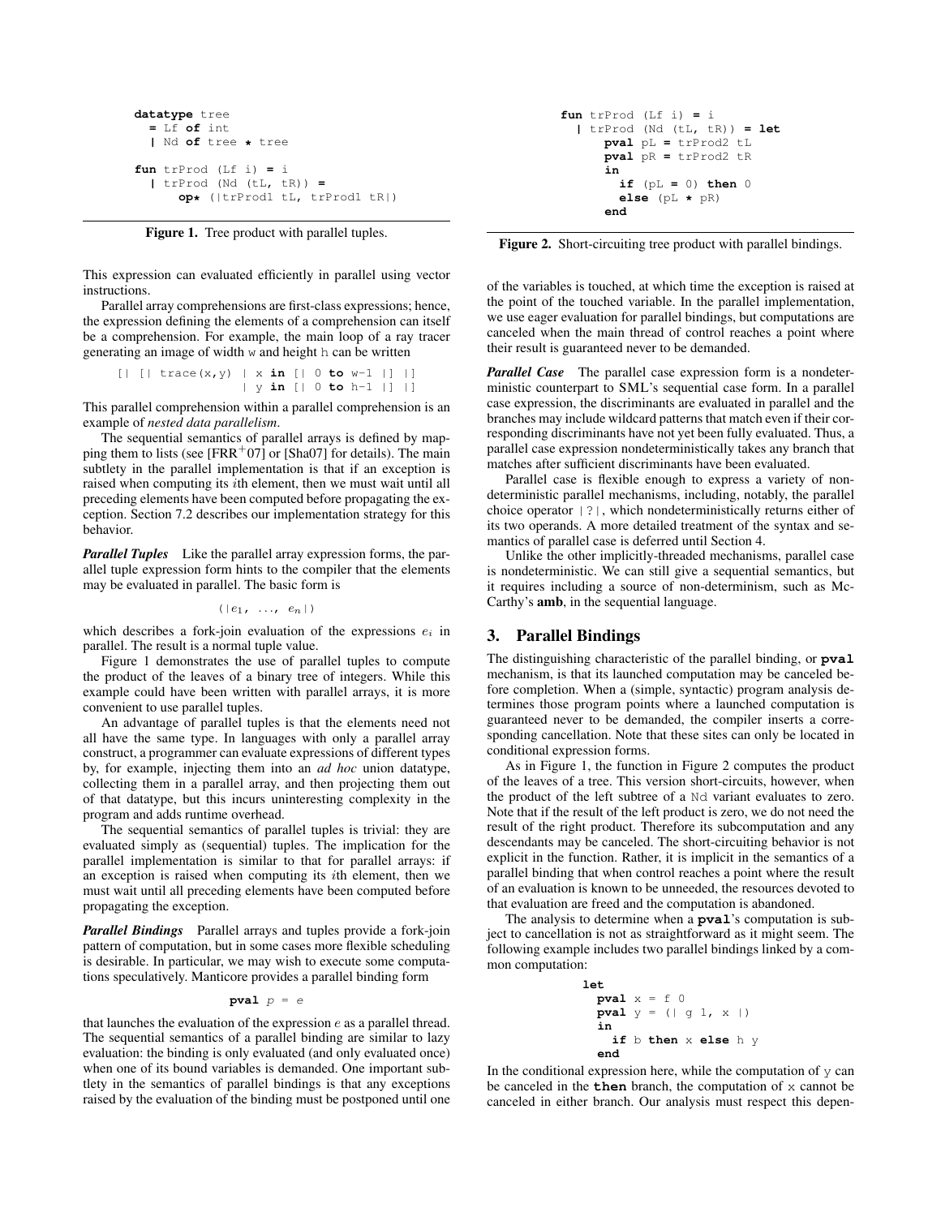```
datatype tree
  = Lf of int
  | Nd of tree * tree

fun trProd (Lf i) = i
  | trProd (Nd (tL, tR)) =
      op* (|trProd1 tL, trProd1 tR|)
```

**Figure 1.** Tree product with parallel tuples.

This expression can evaluated efficiently in parallel using vector instructions.

Parallel array comprehensions are first-class expressions; hence, the expression defining the elements of a comprehension can itself be a comprehension. For example, the main loop of a ray tracer generating an image of width `w` and height `h` can be written

```
[| [| trace(x,y) | x in [| 0 to w-1 |] |]
               | y in [| 0 to h-1 |] |]
```

This parallel comprehension within a parallel comprehension is an example of *nested data parallelism*.

The sequential semantics of parallel arrays is defined by mapping them to lists (see [FRR$^+$07] or [Sha07] for details). The main subtlety in the parallel implementation is that if an exception is raised when computing its $i$th element, then we must wait until all preceding elements have been computed before propagating the exception. Section 7.2 describes our implementation strategy for this behavior.

***Parallel Tuples*** Like the parallel array expression forms, the parallel tuple expression form hints to the compiler that the elements may be evaluated in parallel. The basic form is

$$(|e_1, \ \ldots, \ e_n|)$$

which describes a fork-join evaluation of the expressions $e_i$ in parallel. The result is a normal tuple value.

Figure 1 demonstrates the use of parallel tuples to compute the product of the leaves of a binary tree of integers. While this example could have been written with parallel arrays, it is more convenient to use parallel tuples.

An advantage of parallel tuples is that the elements need not all have the same type. In languages with only a parallel array construct, a programmer can evaluate expressions of different types by, for example, injecting them into an *ad hoc* union datatype, collecting them in a parallel array, and then projecting them out of that datatype, but this incurs uninteresting complexity in the program and adds runtime overhead.

The sequential semantics of parallel tuples is trivial: they are evaluated simply as (sequential) tuples. The implication for the parallel implementation is similar to that for parallel arrays: if an exception is raised when computing its $i$th element, then we must wait until all preceding elements have been computed before propagating the exception.

***Parallel Bindings*** Parallel arrays and tuples provide a fork-join pattern of computation, but in some cases more flexible scheduling is desirable. In particular, we may wish to execute some computations speculatively. Manticore provides a parallel binding form

**pval** $p = e$

that launches the evaluation of the expression $e$ as a parallel thread. The sequential semantics of a parallel binding are similar to lazy evaluation: the binding is only evaluated (and only evaluated once) when one of its bound variables is demanded. One important subtlety in the semantics of parallel bindings is that any exceptions raised by the evaluation of the binding must be postponed until one of the variables is touched, at which time the exception is raised at the point of the touched variable. In the parallel implementation, we use eager evaluation for parallel bindings, but computations are canceled when the main thread of control reaches a point where their result is guaranteed never to be demanded.

```
fun trProd (Lf i) = i
  | trProd (Nd (tL, tR)) = let
      pval pL = trProd2 tL
      pval pR = trProd2 tR
      in
        if (pL = 0) then 0
        else (pL * pR)
      end
```

**Figure 2.** Short-circuiting tree product with parallel bindings.

***Parallel Case*** The parallel case expression form is a nondeterministic counterpart to SML's sequential case form. In a parallel case expression, the discriminants are evaluated in parallel and the branches may include wildcard patterns that match even if their corresponding discriminants have not yet been fully evaluated. Thus, a parallel case expression nondeterministically takes any branch that matches after sufficient discriminants have been evaluated.

Parallel case is flexible enough to express a variety of nondeterministic parallel mechanisms, including, notably, the parallel choice operator `|?|`, which nondeterministically returns either of its two operands. A more detailed treatment of the syntax and semantics of parallel case is deferred until Section 4.

Unlike the other implicitly-threaded mechanisms, parallel case is nondeterministic. We can still give a sequential semantics, but it requires including a source of non-determinism, such as McCarthy's **amb**, in the sequential language.

## 3. Parallel Bindings

The distinguishing characteristic of the parallel binding, or **pval** mechanism, is that its launched computation may be canceled before completion. When a (simple, syntactic) program analysis determines those program points where a launched computation is guaranteed never to be demanded, the compiler inserts a corresponding cancellation. Note that these sites can only be located in conditional expression forms.

As in Figure 1, the function in Figure 2 computes the product of the leaves of a tree. This version short-circuits, however, when the product of the left subtree of a `Nd` variant evaluates to zero. Note that if the result of the left product is zero, we do not need the result of the right product. Therefore its subcomputation and any descendants may be canceled. The short-circuiting behavior is not explicit in the function. Rather, it is implicit in the semantics of a parallel binding that when control reaches a point where the result of an evaluation is known to be unneeded, the resources devoted to that evaluation are freed and the computation is abandoned.

The analysis to determine when a **pval**'s computation is subject to cancellation is not as straightforward as it might seem. The following example includes two parallel bindings linked by a common computation:

```
let
  pval x = f 0
  pval y = (| g 1, x |)
  in
    if b then x else h y
  end
```

In the conditional expression here, while the computation of `y` can be canceled in the **then** branch, the computation of `x` cannot be canceled in either branch. Our analysis must respect this depen-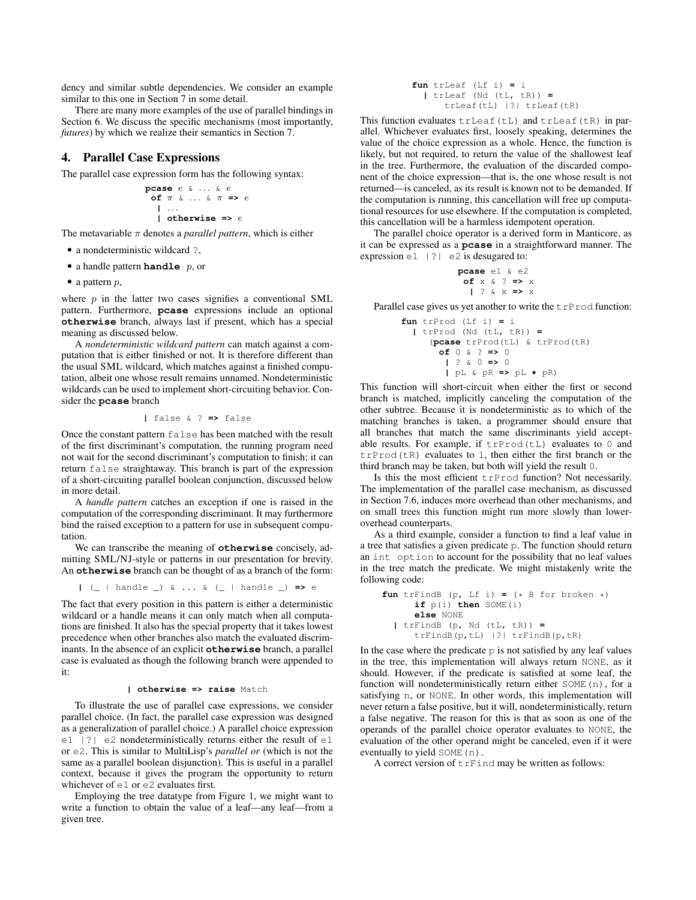dency and similar subtle dependencies. We consider an example similar to this one in Section 7 in some detail.

There are many more examples of the use of parallel bindings in Section 6. We discuss the specific mechanisms (most importantly, *futures*) by which we realize their semantics in Section 7.

## 4. Parallel Case Expressions

The parallel case expression form has the following syntax:

```
pcase e & ... & e
 of π & ... & π => e
  | ...
  | otherwise => e
```

The metavariable $\pi$ denotes a *parallel pattern*, which is either

- a nondeterministic wildcard ?,
- a handle pattern **handle** $p$, or
- a pattern $p$,

where $p$ in the latter two cases signifies a conventional SML pattern. Furthermore, **pcase** expressions include an optional **otherwise** branch, always last if present, which has a special meaning as discussed below.

A *nondeterministic wildcard pattern* can match against a computation that is either finished or not. It is therefore different than the usual SML wildcard, which matches against a finished computation, albeit one whose result remains unnamed. Nondeterministic wildcards can be used to implement short-circuiting behavior. Consider the **pcase** branch

```
| false & ? => false
```

Once the constant pattern `false` has been matched with the result of the first discriminant's computation, the running program need not wait for the second discriminant's computation to finish; it can return `false` straightaway. This branch is part of the expression of a short-circuiting parallel boolean conjunction, discussed below in more detail.

A *handle pattern* catches an exception if one is raised in the computation of the corresponding discriminant. It may furthermore bind the raised exception to a pattern for use in subsequent computation.

We can transcribe the meaning of **otherwise** concisely, admitting SML/NJ-style or patterns in our presentation for brevity. An **otherwise** branch can be thought of as a branch of the form:

```
| (_ | handle _) & ... & (_ | handle _) => e
```

The fact that every position in this pattern is either a deterministic wildcard or a handle means it can only match when all computations are finished. It also has the special property that it takes lowest precedence when other branches also match the evaluated discriminants. In the absence of an explicit **otherwise** branch, a parallel case is evaluated as though the following branch were appended to it:

```
| otherwise => raise Match
```

To illustrate the use of parallel case expressions, we consider parallel choice. (In fact, the parallel case expression was designed as a generalization of parallel choice.) A parallel choice expression `e1 |?| e2` nondeterministically returns either the result of `e1` or `e2`. This is similar to MultiLisp's *parallel or* (which is not the same as a parallel boolean disjunction). This is useful in a parallel context, because it gives the program the opportunity to return whichever of `e1` or `e2` evaluates first.

Employing the tree datatype from Figure 1, we might want to write a function to obtain the value of a leaf—any leaf—from a given tree.

```
fun trLeaf (Lf i) = i
  | trLeaf (Nd (tL, tR)) =
      trLeaf(tL) |?| trLeaf(tR)
```

This function evaluates `trLeaf(tL)` and `trLeaf(tR)` in parallel. Whichever evaluates first, loosely speaking, determines the value of the choice expression as a whole. Hence, the function is likely, but not required, to return the value of the shallowest leaf in the tree. Furthermore, the evaluation of the discarded component of the choice expression—that is, the one whose result is not returned—is canceled, as its result is known not to be demanded. If the computation is running, this cancellation will free up computational resources for use elsewhere. If the computation is completed, this cancellation will be a harmless idempotent operation.

The parallel choice operator is a derived form in Manticore, as it can be expressed as a **pcase** in a straightforward manner. The expression `e1 |?| e2` is desugared to:

```
pcase e1 & e2
 of x & ? => x
  | ? & x => x
```

Parallel case gives us yet another to write the `trProd` function:

```
fun trProd (Lf i) = i
  | trProd (Nd (tL, tR)) =
     (pcase trProd(tL) & trProd(tR)
       of 0 & ? => 0
        | ? & 0 => 0
        | pL & pR => pL * pR)
```

This function will short-circuit when either the first or second branch is matched, implicitly canceling the computation of the other subtree. Because it is nondeterministic as to which of the matching branches is taken, a programmer should ensure that all branches that match the same discriminants yield acceptable results. For example, if `trProd(tL)` evaluates to `0` and `trProd(tR)` evaluates to `1`, then either the first branch or the third branch may be taken, but both will yield the result `0`.

Is this the most efficient `trProd` function? Not necessarily. The implementation of the parallel case mechanism, as discussed in Section 7.6, induces more overhead than other mechanisms, and on small trees this function might run more slowly than lower-overhead counterparts.

As a third example, consider a function to find a leaf value in a tree that satisfies a given predicate `p`. The function should return an `int option` to account for the possibility that no leaf values in the tree match the predicate. We might mistakenly write the following code:

```
fun trFindB (p, Lf i) = (* B for broken *)
      if p(i) then SOME(i)
      else NONE
  | trFindB (p, Nd (tL, tR)) =
      trFindB(p,tL) |?| trFindB(p,tR)
```

In the case where the predicate `p` is not satisfied by any leaf values in the tree, this implementation will always return `NONE`, as it should. However, if the predicate is satisfied at some leaf, the function will nondeterministically return either `SOME(n)`, for a satisfying `n`, or `NONE`. In other words, this implementation will never return a false positive, but it will, nondeterministically, return a false negative. The reason for this is that as soon as one of the operands of the parallel choice operator evaluates to `NONE`, the evaluation of the other operand might be canceled, even if it were eventually to yield `SOME(n)`.

A correct version of `trFind` may be written as follows: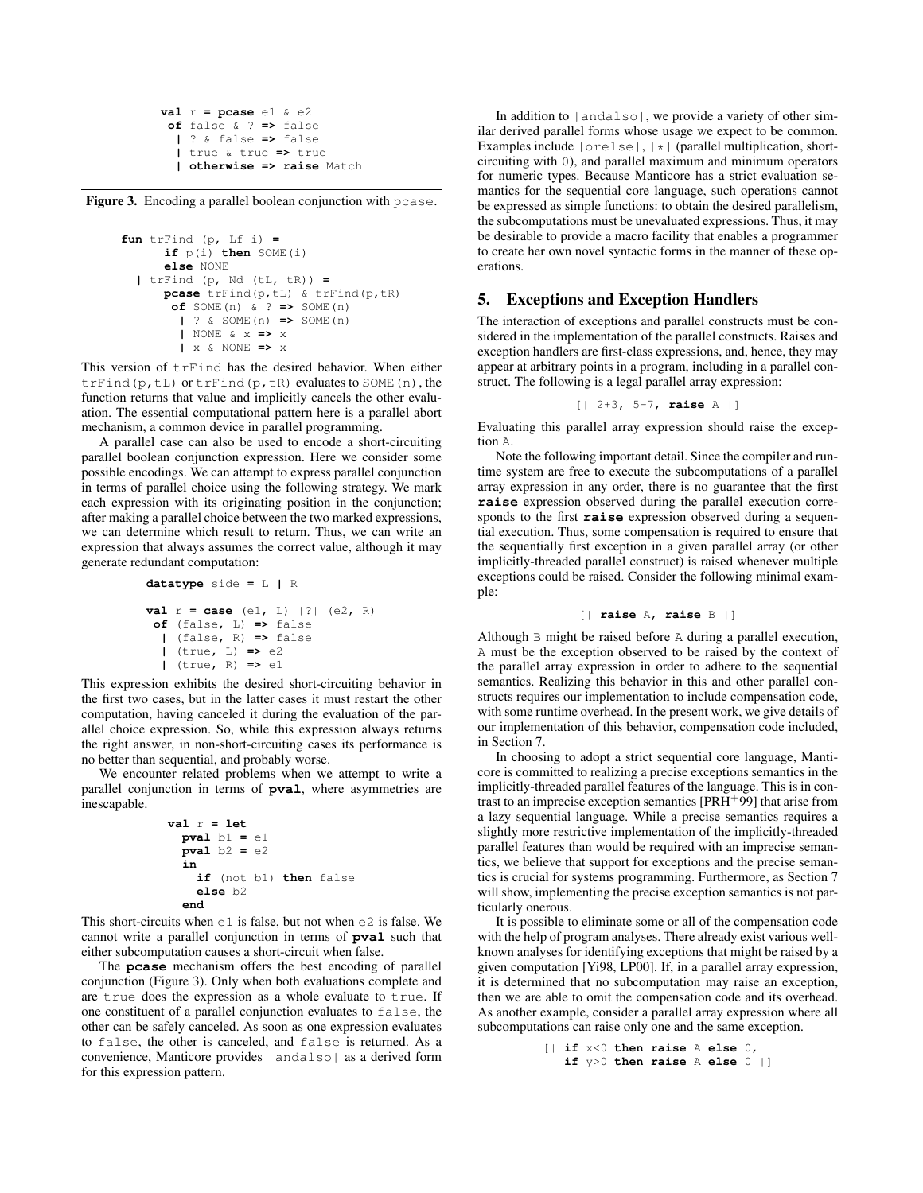```
val r = pcase e1 & e2
 of false & ? => false
  | ? & false => false
  | true & true => true
  | otherwise => raise Match
```

**Figure 3.** Encoding a parallel boolean conjunction with `pcase`.

```
fun trFind (p, Lf i) =
      if p(i) then SOME(i)
      else NONE
  | trFind (p, Nd (tL, tR)) =
      pcase trFind(p,tL) & trFind(p,tR)
       of SOME(n) & ? => SOME(n)
        | ? & SOME(n) => SOME(n)
        | NONE & x => x
        | x & NONE => x
```

This version of `trFind` has the desired behavior. When either `trFind(p,tL)` or `trFind(p,tR)` evaluates to `SOME(n)`, the function returns that value and implicitly cancels the other evaluation. The essential computational pattern here is a parallel abort mechanism, a common device in parallel programming.

A parallel case can also be used to encode a short-circuiting parallel boolean conjunction expression. Here we consider some possible encodings. We can attempt to express parallel conjunction in terms of parallel choice using the following strategy. We mark each expression with its originating position in the conjunction; after making a parallel choice between the two marked expressions, we can determine which result to return. Thus, we can write an expression that always assumes the correct value, although it may generate redundant computation:

```
datatype side = L | R

val r = case (e1, L) |?| (e2, R)
 of (false, L) => false
  | (false, R) => false
  | (true, L) => e2
  | (true, R) => e1
```

This expression exhibits the desired short-circuiting behavior in the first two cases, but in the latter cases it must restart the other computation, having canceled it during the evaluation of the parallel choice expression. So, while this expression always returns the right answer, in non-short-circuiting cases its performance is no better than sequential, and probably worse.

We encounter related problems when we attempt to write a parallel conjunction in terms of **pval**, where asymmetries are inescapable.

```
val r = let
  pval b1 = e1
  pval b2 = e2
  in
    if (not b1) then false
    else b2
  end
```

This short-circuits when `e1` is false, but not when `e2` is false. We cannot write a parallel conjunction in terms of **pval** such that either subcomputation causes a short-circuit when false.

The **pcase** mechanism offers the best encoding of parallel conjunction (Figure 3). Only when both evaluations complete and are `true` does the expression as a whole evaluate to `true`. If one constituent of a parallel conjunction evaluates to `false`, the other can be safely canceled. As soon as one expression evaluates to `false`, the other is canceled, and `false` is returned. As a convenience, Manticore provides `|andalso|` as a derived form for this expression pattern.

In addition to `|andalso|`, we provide a variety of other similar derived parallel forms whose usage we expect to be common. Examples include `|orelse|`, `|*|` (parallel multiplication, short-circuiting with `0`), and parallel maximum and minimum operators for numeric types. Because Manticore has a strict evaluation semantics for the sequential core language, such operations cannot be expressed as simple functions: to obtain the desired parallelism, the subcomputations must be unevaluated expressions. Thus, it may be desirable to provide a macro facility that enables a programmer to create her own novel syntactic forms in the manner of these operations.

## 5. Exceptions and Exception Handlers

The interaction of exceptions and parallel constructs must be considered in the implementation of the parallel constructs. Raises and exception handlers are first-class expressions, and, hence, they may appear at arbitrary points in a program, including in a parallel construct. The following is a legal parallel array expression:

```
[| 2+3, 5-7, raise A |]
```

Evaluating this parallel array expression should raise the exception `A`.

Note the following important detail. Since the compiler and runtime system are free to execute the subcomputations of a parallel array expression in any order, there is no guarantee that the first **raise** expression observed during the parallel execution corresponds to the first **raise** expression observed during a sequential execution. Thus, some compensation is required to ensure that the sequentially first exception in a given parallel array (or other implicitly-threaded parallel construct) is raised whenever multiple exceptions could be raised. Consider the following minimal example:

```
[| raise A, raise B |]
```

Although `B` might be raised before `A` during a parallel execution, `A` must be the exception observed to be raised by the context of the parallel array expression in order to adhere to the sequential semantics. Realizing this behavior in this and other parallel constructs requires our implementation to include compensation code, with some runtime overhead. In the present work, we give details of our implementation of this behavior, compensation code included, in Section 7.

In choosing to adopt a strict sequential core language, Manticore is committed to realizing a precise exceptions semantics in the implicitly-threaded parallel features of the language. This is in contrast to an imprecise exception semantics [PRH+99] that arise from a lazy sequential language. While a precise semantics requires a slightly more restrictive implementation of the implicitly-threaded parallel features than would be required with an imprecise semantics, we believe that support for exceptions and the precise semantics is crucial for systems programming. Furthermore, as Section 7 will show, implementing the precise exception semantics is not particularly onerous.

It is possible to eliminate some or all of the compensation code with the help of program analyses. There already exist various well-known analyses for identifying exceptions that might be raised by a given computation [Yi98, LP00]. If, in a parallel array expression, it is determined that no subcomputation may raise an exception, then we are able to omit the compensation code and its overhead. As another example, consider a parallel array expression where all subcomputations can raise only one and the same exception.

```
[| if x<0 then raise A else 0,
   if y>0 then raise A else 0 |]
```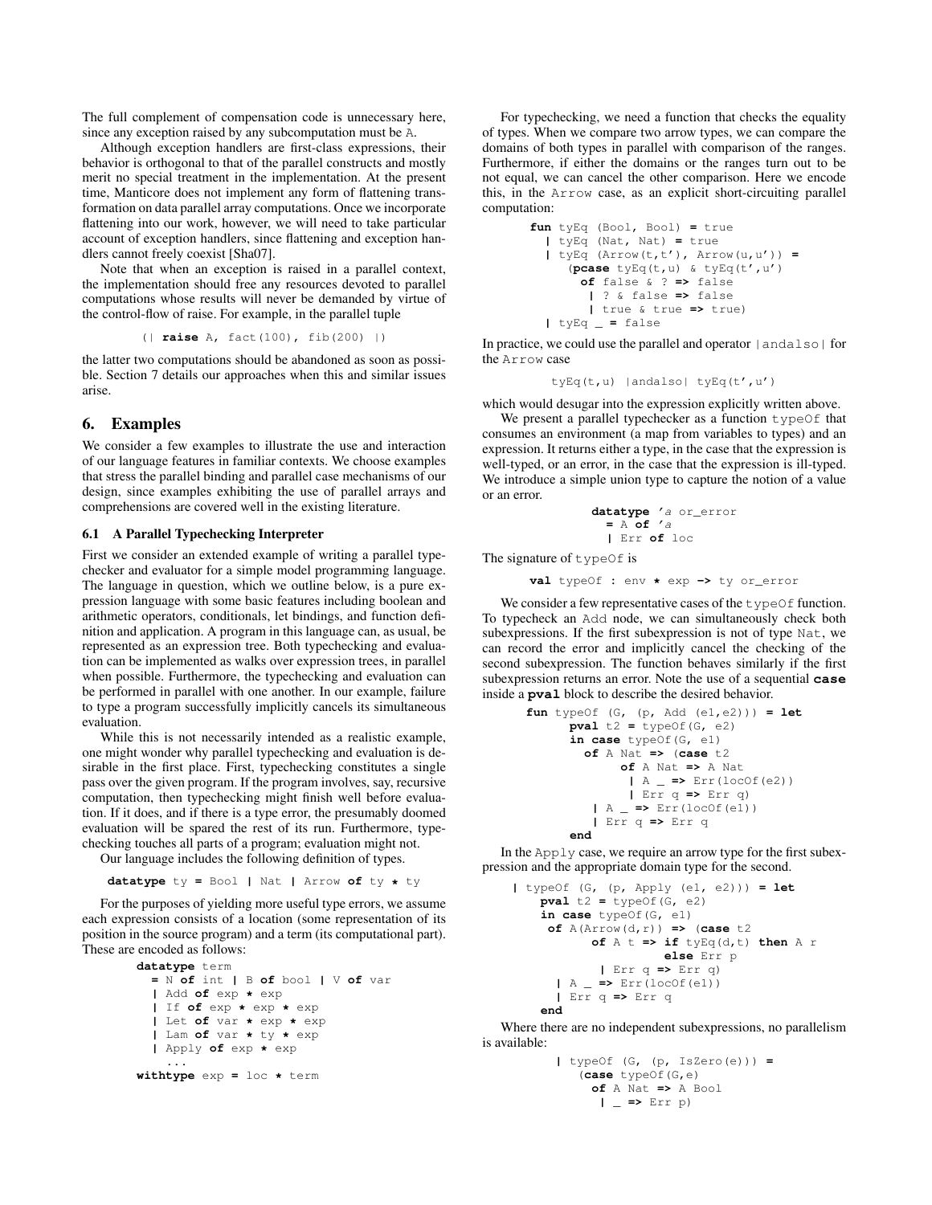The full complement of compensation code is unnecessary here, since any exception raised by any subcomputation must be A.

Although exception handlers are first-class expressions, their behavior is orthogonal to that of the parallel constructs and mostly merit no special treatment in the implementation. At the present time, Manticore does not implement any form of flattening transformation on data parallel array computations. Once we incorporate flattening into our work, however, we will need to take particular account of exception handlers, since flattening and exception handlers cannot freely coexist [Sha07].

Note that when an exception is raised in a parallel context, the implementation should free any resources devoted to parallel computations whose results will never be demanded by virtue of the control-flow of raise. For example, in the parallel tuple

```
(| raise A, fact(100), fib(200) |)
```

the latter two computations should be abandoned as soon as possible. Section 7 details our approaches when this and similar issues arise.

## 6. Examples

We consider a few examples to illustrate the use and interaction of our language features in familiar contexts. We choose examples that stress the parallel binding and parallel case mechanisms of our design, since examples exhibiting the use of parallel arrays and comprehensions are covered well in the existing literature.

### 6.1 A Parallel Typechecking Interpreter

First we consider an extended example of writing a parallel typechecker and evaluator for a simple model programming language. The language in question, which we outline below, is a pure expression language with some basic features including boolean and arithmetic operators, conditionals, let bindings, and function definition and application. A program in this language can, as usual, be represented as an expression tree. Both typechecking and evaluation can be implemented as walks over expression trees, in parallel when possible. Furthermore, the typechecking and evaluation can be performed in parallel with one another. In our example, failure to type a program successfully implicitly cancels its simultaneous evaluation.

While this is not necessarily intended as a realistic example, one might wonder why parallel typechecking and evaluation is desirable in the first place. First, typechecking constitutes a single pass over the given program. If the program involves, say, recursive computation, then typechecking might finish well before evaluation. If it does, and if there is a type error, the presumably doomed evaluation will be spared the rest of its run. Furthermore, typechecking touches all parts of a program; evaluation might not.

Our language includes the following definition of types.

```
datatype ty = Bool | Nat | Arrow of ty * ty
```

For the purposes of yielding more useful type errors, we assume each expression consists of a location (some representation of its position in the source program) and a term (its computational part). These are encoded as follows:

```
datatype term
  = N of int | B of bool | V of var
  | Add of exp * exp
  | If of exp * exp * exp
  | Let of var * exp * exp
  | Lam of var * ty * exp
  | Apply of exp * exp
    ...
withtype exp = loc * term
```

For typechecking, we need a function that checks the equality of types. When we compare two arrow types, we can compare the domains of both types in parallel with comparison of the ranges. Furthermore, if either the domains or the ranges turn out to be not equal, we can cancel the other comparison. Here we encode this, in the Arrow case, as an explicit short-circuiting parallel computation:

```
fun tyEq (Bool, Bool) = true
  | tyEq (Nat, Nat) = true
  | tyEq (Arrow(t,t'), Arrow(u,u')) =
     (pcase tyEq(t,u) & tyEq(t',u')
       of false & ? => false
        | ? & false => false
        | true & true => true)
  | tyEq _ = false
```

In practice, we could use the parallel and operator |andalso| for the Arrow case

```
tyEq(t,u) |andalso| tyEq(t',u')
```

which would desugar into the expression explicitly written above.

We present a parallel typechecker as a function typeOf that consumes an environment (a map from variables to types) and an expression. It returns either a type, in the case that the expression is well-typed, or an error, in the case that the expression is ill-typed. We introduce a simple union type to capture the notion of a value or an error.

```
datatype 'a or_error
  = A of 'a
  | Err of loc
```

The signature of typeOf is

```
val typeOf : env * exp -> ty or_error
```

We consider a few representative cases of the typeOf function. To typecheck an Add node, we can simultaneously check both subexpressions. If the first subexpression is not of type Nat, we can record the error and implicitly cancel the checking of the second subexpression. The function behaves similarly if the first subexpression returns an error. Note the use of a sequential **case** inside a **pval** block to describe the desired behavior.

```
fun typeOf (G, (p, Add (e1,e2))) = let
      pval t2 = typeOf(G, e2)
      in case typeOf(G, e1)
        of A Nat => (case t2
             of A Nat => A Nat
              | A _ => Err(locOf(e2))
              | Err q => Err q)
         | A _ => Err(locOf(e1))
         | Err q => Err q
      end
```

In the Apply case, we require an arrow type for the first subexpression and the appropriate domain type for the second.

```
| typeOf (G, (p, Apply (e1, e2))) = let
    pval t2 = typeOf(G, e2)
    in case typeOf(G, e1)
     of A(Arrow(d,r)) => (case t2
          of A t => if tyEq(d,t) then A r
                    else Err p
           | Err q => Err q)
      | A _ => Err(locOf(e1))
      | Err q => Err q
    end
```

Where there are no independent subexpressions, no parallelism is available:

```
| typeOf (G, (p, IsZero(e))) =
   (case typeOf(G,e)
     of A Nat => A Bool
      | _ => Err p)
```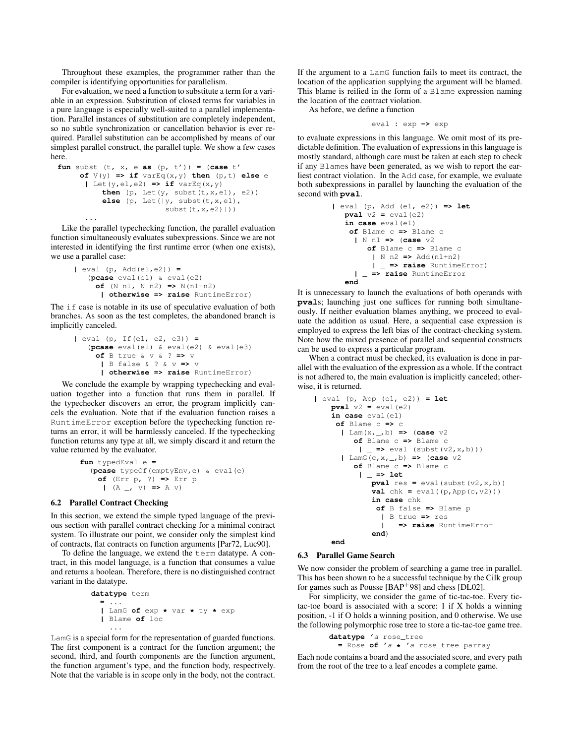Throughout these examples, the programmer rather than the compiler is identifying opportunities for parallelism.

For evaluation, we need a function to substitute a term for a variable in an expression. Substitution of closed terms for variables in a pure language is especially well-suited to a parallel implementation. Parallel instances of substitution are completely independent, so no subtle synchronization or cancellation behavior is ever required. Parallel substitution can be accomplished by means of our simplest parallel construct, the parallel tuple. We show a few cases here.

```
fun subst (t, x, e as (p, t')) = (case t'
     of V(y) => if varEq(x,y) then (p,t) else e
      | Let(y,e1,e2) => if varEq(x,y)
          then (p, Let(y, subst(t,x,e1), e2))
          else (p, Let(|y, subst(t,x,e1),
                        subst(t,x,e2)|))
     ...
```

Like the parallel typechecking function, the parallel evaluation function simultaneously evaluates subexpressions. Since we are not interested in identifying the first runtime error (when one exists), we use a parallel case:

```
| eval (p, Add(e1,e2)) =
    (pcase eval(e1) & eval(e2)
      of (N n1, N n2) => N(n1+n2)
       | otherwise => raise RuntimeError)
```

The `if` case is notable in its use of speculative evaluation of both branches. As soon as the test completes, the abandoned branch is implicitly canceled.

```
| eval (p, If(e1, e2, e3)) =
    (pcase eval(e1) & eval(e2) & eval(e3)
      of B true & v & ? => v
       | B false & ? & v => v
       | otherwise => raise RuntimeError)
```

We conclude the example by wrapping typechecking and evaluation together into a function that runs them in parallel. If the typechecker discovers an error, the program implicitly cancels the evaluation. Note that if the evaluation function raises a `RuntimeError` exception before the typechecking function returns an error, it will be harmlessly canceled. If the typechecking function returns any type at all, we simply discard it and return the value returned by the evaluator.

```
fun typedEval e =
  (pcase typeOf(emptyEnv,e) & eval(e)
    of (Err p, ?) => Err p
     | (A _, v) => A v)
```

### 6.2 Parallel Contract Checking

In this section, we extend the simple typed language of the previous section with parallel contract checking for a minimal contract system. To illustrate our point, we consider only the simplest kind of contracts, flat contracts on function arguments [Par72, Luc90].

To define the language, we extend the `term` datatype. A contract, in this model language, is a function that consumes a value and returns a boolean. Therefore, there is no distinguished contract variant in the datatype.

```
datatype term
  = ...
  | LamG of exp * var * ty * exp
  | Blame of loc
    ...
```

`LamG` is a special form for the representation of guarded functions. The first component is a contract for the function argument; the second, third, and fourth components are the function argument, the function argument's type, and the function body, respectively. Note that the variable is in scope only in the body, not the contract. If the argument to a `LamG` function fails to meet its contract, the location of the application supplying the argument will be blamed. This blame is reified in the form of a `Blame` expression naming the location of the contract violation.

As before, we define a function

```
eval : exp -> exp
```

to evaluate expressions in this language. We omit most of its predictable definition. The evaluation of expressions in this language is mostly standard, although care must be taken at each step to check if any `Blame`s have been generated, as we wish to report the earliest contract violation. In the `Add` case, for example, we evaluate both subexpressions in parallel by launching the evaluation of the second with **pval**.

```
| eval (p, Add (e1, e2)) => let
    pval v2 = eval(e2)
    in case eval(e1)
     of Blame c => Blame c
      | N n1 => (case v2
          of Blame c => Blame c
           | N n2 => Add(n1+n2)
           | _ => raise RuntimeError)
      | _ => raise RuntimeError
    end
```

It is unnecessary to launch the evaluations of both operands with **pval**s; launching just one suffices for running both simultaneously. If neither evaluation blames anything, we proceed to evaluate the addition as usual. Here, a sequential case expression is employed to express the left bias of the contract-checking system. Note how the mixed presence of parallel and sequential constructs can be used to express a particular program.

When a contract must be checked, its evaluation is done in parallel with the evaluation of the expression as a whole. If the contract is not adhered to, the main evaluation is implicitly canceled; otherwise, it is returned.

```
| eval (p, App (e1, e2)) = let
    pval v2 = eval(e2)
    in case eval(e1)
     of Blame c => c
      | Lam(x,_,b) => (case v2
          of Blame c => Blame c
           | _ => eval (subst(v2,x,b)))
      | LamG(c,x,_,b) => (case v2
          of Blame c => Blame c
           | _ => let
               pval res = eval(subst(v2,x,b))
               val chk = eval((p,App(c,v2)))
               in case chk
                of B false => Blame p
                 | B true => res
                 | _ => raise RuntimeError
               end)
    end
```

### 6.3 Parallel Game Search

We now consider the problem of searching a game tree in parallel. This has been shown to be a successful technique by the Cilk group for games such as Pousse [BAP+98] and chess [DL02].

For simplicity, we consider the game of tic-tac-toe. Every tic-tac-toe board is associated with a score: 1 if X holds a winning position, -1 if O holds a winning position, and 0 otherwise. We use the following polymorphic rose tree to store a tic-tac-toe game tree.

```
datatype 'a rose_tree
  = Rose of 'a * 'a rose_tree parray
```

Each node contains a board and the associated score, and every path from the root of the tree to a leaf encodes a complete game.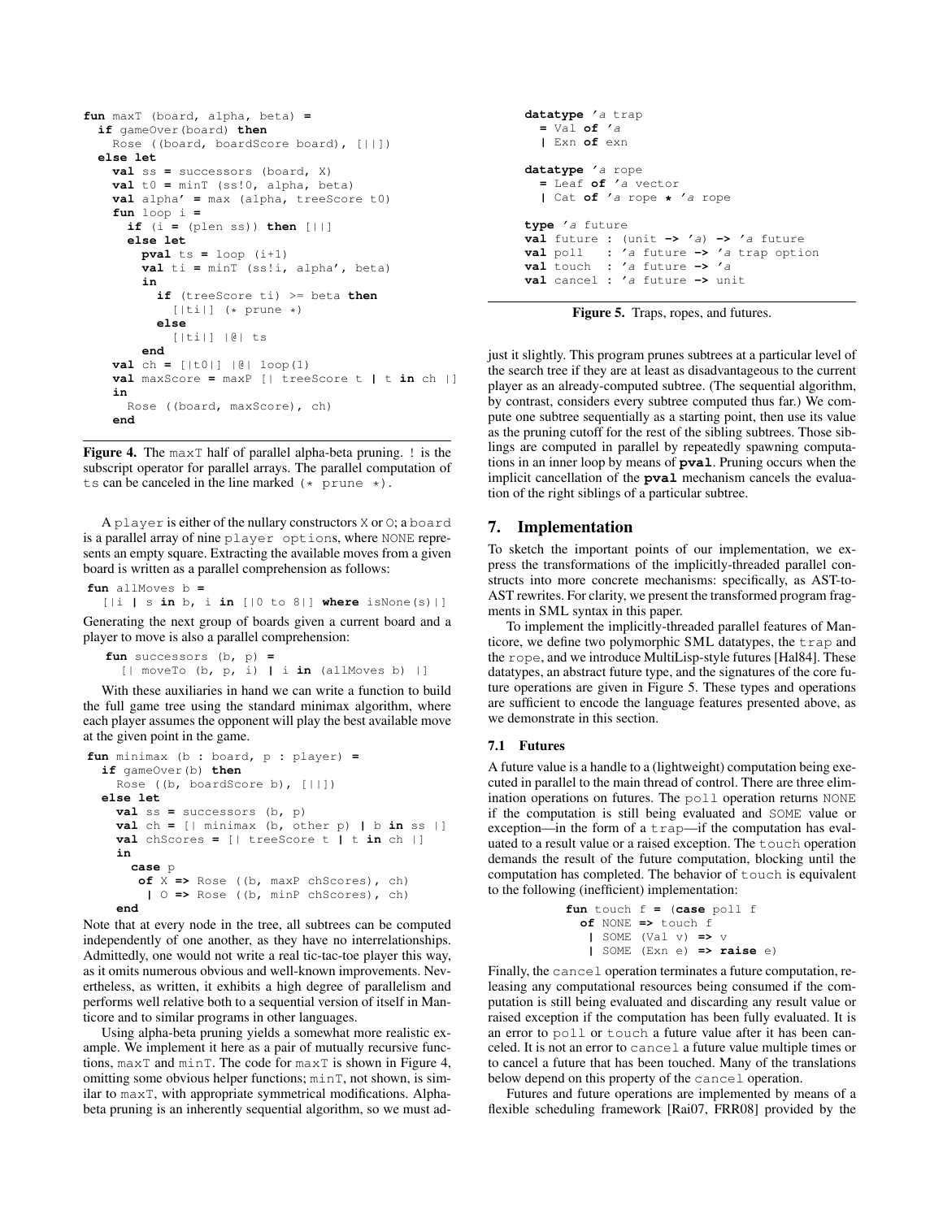```
fun maxT (board, alpha, beta) =
  if gameOver(board) then
    Rose ((board, boardScore board), [||])
  else let
    val ss = successors (board, X)
    val t0 = minT (ss!0, alpha, beta)
    val alpha' = max (alpha, treeScore t0)
    fun loop i =
      if (i = (plen ss)) then [||]
      else let
        pval ts = loop (i+1)
        val ti = minT (ss!i, alpha', beta)
        in
          if (treeScore ti) >= beta then
            [|ti|] (* prune *)
          else
            [|ti|] |@| ts
        end
    val ch = [|t0|] |@| loop(1)
    val maxScore = maxP [| treeScore t | t in ch |]
    in
      Rose ((board, maxScore), ch)
    end
```

**Figure 4.** The `maxT` half of parallel alpha-beta pruning. `!` is the subscript operator for parallel arrays. The parallel computation of `ts` can be canceled in the line marked `(* prune *)`.

A `player` is either of the nullary constructors `X` or `O`; a `board` is a parallel array of nine `player options`, where `NONE` represents an empty square. Extracting the available moves from a given board is written as a parallel comprehension as follows:

```
fun allMoves b =
  [|i | s in b, i in [|0 to 8|] where isNone(s)|]
```

Generating the next group of boards given a current board and a player to move is also a parallel comprehension:

```
fun successors (b, p) =
  [| moveTo (b, p, i) | i in (allMoves b) |]
```

With these auxiliaries in hand we can write a function to build the full game tree using the standard minimax algorithm, where each player assumes the opponent will play the best available move at the given point in the game.

```
fun minimax (b : board, p : player) =
  if gameOver(b) then
    Rose ((b, boardScore b), [||])
  else let
    val ss = successors (b, p)
    val ch = [| minimax (b, other p) | b in ss |]
    val chScores = [| treeScore t | t in ch |]
    in
      case p
       of X => Rose ((b, maxP chScores), ch)
        | O => Rose ((b, minP chScores), ch)
    end
```

Note that at every node in the tree, all subtrees can be computed independently of one another, as they have no interrelationships. Admittedly, one would not write a real tic-tac-toe player this way, as it omits numerous obvious and well-known improvements. Nevertheless, as written, it exhibits a high degree of parallelism and performs well relative both to a sequential version of itself in Manticore and to similar programs in other languages.

Using alpha-beta pruning yields a somewhat more realistic example. We implement it here as a pair of mutually recursive functions, `maxT` and `minT`. The code for `maxT` is shown in Figure 4, omitting some obvious helper functions; `minT`, not shown, is similar to `maxT`, with appropriate symmetrical modifications. Alpha-beta pruning is an inherently sequential algorithm, so we must adjust it slightly. This program prunes subtrees at a particular level of the search tree if they are at least as disadvantageous to the current player as an already-computed subtree. (The sequential algorithm, by contrast, considers every subtree computed thus far.) We compute one subtree sequentially as a starting point, then use its value as the pruning cutoff for the rest of the sibling subtrees. Those siblings are computed in parallel by repeatedly spawning computations in an inner loop by means of **`pval`**. Pruning occurs when the implicit cancellation of the **`pval`** mechanism cancels the evaluation of the right siblings of a particular subtree.

```
datatype 'a trap
  = Val of 'a
  | Exn of exn

datatype 'a rope
  = Leaf of 'a vector
  | Cat of 'a rope * 'a rope

type 'a future
val future : (unit -> 'a) -> 'a future
val poll   : 'a future -> 'a trap option
val touch  : 'a future -> 'a
val cancel : 'a future -> unit
```

**Figure 5.** Traps, ropes, and futures.

## 7. Implementation

To sketch the important points of our implementation, we express the transformations of the implicitly-threaded parallel constructs into more concrete mechanisms: specifically, as AST-to-AST rewrites. For clarity, we present the transformed program fragments in SML syntax in this paper.

To implement the implicitly-threaded parallel features of Manticore, we define two polymorphic SML datatypes, the `trap` and the `rope`, and we introduce MultiLisp-style futures [Hal84]. These datatypes, an abstract future type, and the signatures of the core future operations are given in Figure 5. These types and operations are sufficient to encode the language features presented above, as we demonstrate in this section.

### 7.1 Futures

A future value is a handle to a (lightweight) computation being executed in parallel to the main thread of control. There are three elimination operations on futures. The `poll` operation returns `NONE` if the computation is still being evaluated and `SOME` value or exception—in the form of a `trap`—if the computation has evaluated to a result value or a raised exception. The `touch` operation demands the result of the future computation, blocking until the computation has completed. The behavior of `touch` is equivalent to the following (inefficient) implementation:

```
fun touch f = (case poll f
  of NONE => touch f
   | SOME (Val v) => v
   | SOME (Exn e) => raise e)
```

Finally, the `cancel` operation terminates a future computation, releasing any computational resources being consumed if the computation is still being evaluated and discarding any result value or raised exception if the computation has been fully evaluated. It is an error to `poll` or `touch` a future value after it has been canceled. It is not an error to `cancel` a future value multiple times or to cancel a future that has been touched. Many of the translations below depend on this property of the `cancel` operation.

Futures and future operations are implemented by means of a flexible scheduling framework [Rai07, FRR08] provided by the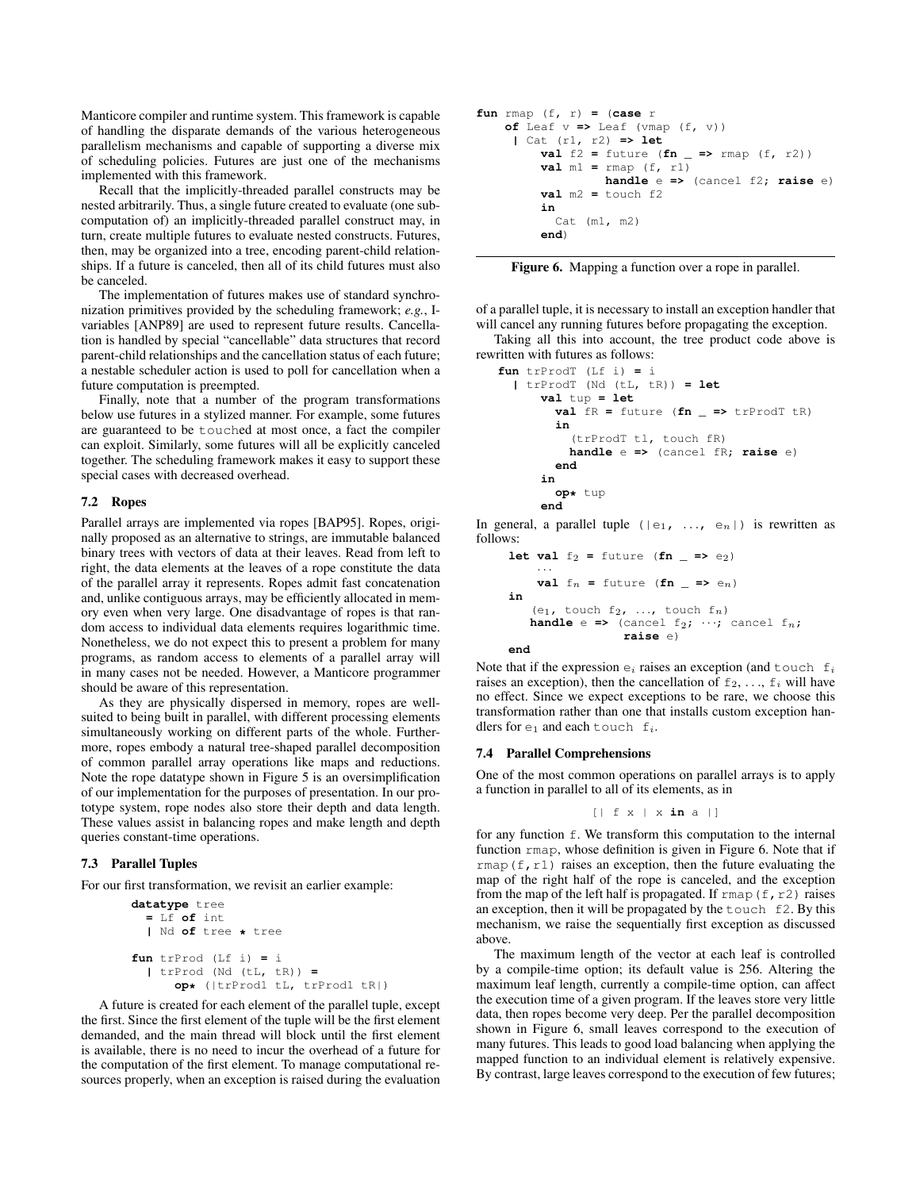Manticore compiler and runtime system. This framework is capable of handling the disparate demands of the various heterogeneous parallelism mechanisms and capable of supporting a diverse mix of scheduling policies. Futures are just one of the mechanisms implemented with this framework.

Recall that the implicitly-threaded parallel constructs may be nested arbitrarily. Thus, a single future created to evaluate (one subcomputation of) an implicitly-threaded parallel construct may, in turn, create multiple futures to evaluate nested constructs. Futures, then, may be organized into a tree, encoding parent-child relationships. If a future is canceled, then all of its child futures must also be canceled.

The implementation of futures makes use of standard synchronization primitives provided by the scheduling framework; *e.g.*, I-variables [ANP89] are used to represent future results. Cancellation is handled by special "cancellable" data structures that record parent-child relationships and the cancellation status of each future; a nestable scheduler action is used to poll for cancellation when a future computation is preempted.

Finally, note that a number of the program transformations below use futures in a stylized manner. For example, some futures are guaranteed to be `touch`ed at most once, a fact the compiler can exploit. Similarly, some futures will all be explicitly canceled together. The scheduling framework makes it easy to support these special cases with decreased overhead.

### 7.2 Ropes

Parallel arrays are implemented via ropes [BAP95]. Ropes, originally proposed as an alternative to strings, are immutable balanced binary trees with vectors of data at their leaves. Read from left to right, the data elements at the leaves of a rope constitute the data of the parallel array it represents. Ropes admit fast concatenation and, unlike contiguous arrays, may be efficiently allocated in memory even when very large. One disadvantage of ropes is that random access to individual data elements requires logarithmic time. Nonetheless, we do not expect this to present a problem for many programs, as random access to elements of a parallel array will in many cases not be needed. However, a Manticore programmer should be aware of this representation.

As they are physically dispersed in memory, ropes are well-suited to being built in parallel, with different processing elements simultaneously working on different parts of the whole. Furthermore, ropes embody a natural tree-shaped parallel decomposition of common parallel array operations like maps and reductions. Note the rope datatype shown in Figure 5 is an oversimplification of our implementation for the purposes of presentation. In our prototype system, rope nodes also store their depth and data length. These values assist in balancing ropes and make length and depth queries constant-time operations.

### 7.3 Parallel Tuples

For our first transformation, we revisit an earlier example:

```
datatype tree
  = Lf of int
  | Nd of tree * tree

fun trProd (Lf i) = i
  | trProd (Nd (tL, tR)) =
      op* (|trProd1 tL, trProd1 tR|)
```

A future is created for each element of the parallel tuple, except the first. Since the first element of the tuple will be the first element demanded, and the main thread will block until the first element is available, there is no need to incur the overhead of a future for the computation of the first element. To manage computational resources properly, when an exception is raised during the evaluation of a parallel tuple, it is necessary to install an exception handler that will cancel any running futures before propagating the exception.

Taking all this into account, the tree product code above is rewritten with futures as follows:

```
fun trProdT (Lf i) = i
  | trProdT (Nd (tL, tR)) = let
      val tup = let
        val fR = future (fn _ => trProdT tR)
        in
          (trProdT tl, touch fR)
          handle e => (cancel fR; raise e)
        end
      in
        op* tup
      end
```

In general, a parallel tuple `(|e1, ..., en|)` is rewritten as follows:

```
let val f2 = future (fn _ => e2)
    ...
    val fn = future (fn _ => en)
in
   (e1, touch f2, ..., touch fn)
   handle e => (cancel f2; ...; cancel fn;
                raise e)
end
```

Note that if the expression $e_i$ raises an exception (and `touch` $f_i$ raises an exception), then the cancellation of $f_2, \ldots, f_i$ will have no effect. Since we expect exceptions to be rare, we choose this transformation rather than one that installs custom exception handlers for $e_1$ and each `touch` $f_i$.

### 7.4 Parallel Comprehensions

One of the most common operations on parallel arrays is to apply a function in parallel to all of its elements, as in

```
[| f x | x in a |]
```

for any function `f`. We transform this computation to the internal function `rmap`, whose definition is given in Figure 6. Note that if `rmap(f,r1)` raises an exception, then the future evaluating the map of the right half of the rope is canceled, and the exception from the map of the left half is propagated. If `rmap(f,r2)` raises an exception, then it will be propagated by the `touch f2`. By this mechanism, we raise the sequentially first exception as discussed above.

The maximum length of the vector at each leaf is controlled by a compile-time option; its default value is 256. Altering the maximum leaf length, currently a compile-time option, can affect the execution time of a given program. If the leaves store very little data, then ropes become very deep. Per the parallel decomposition shown in Figure 6, small leaves correspond to the execution of many futures. This leads to good load balancing when applying the mapped function to an individual element is relatively expensive. By contrast, large leaves correspond to the execution of few futures;

```
fun rmap (f, r) = (case r
    of Leaf v => Leaf (vmap (f, v))
     | Cat (r1, r2) => let
         val f2 = future (fn _ => rmap (f, r2))
         val m1 = rmap (f, r1)
                  handle e => (cancel f2; raise e)
         val m2 = touch f2
         in
           Cat (m1, m2)
         end)
```

**Figure 6.** Mapping a function over a rope in parallel.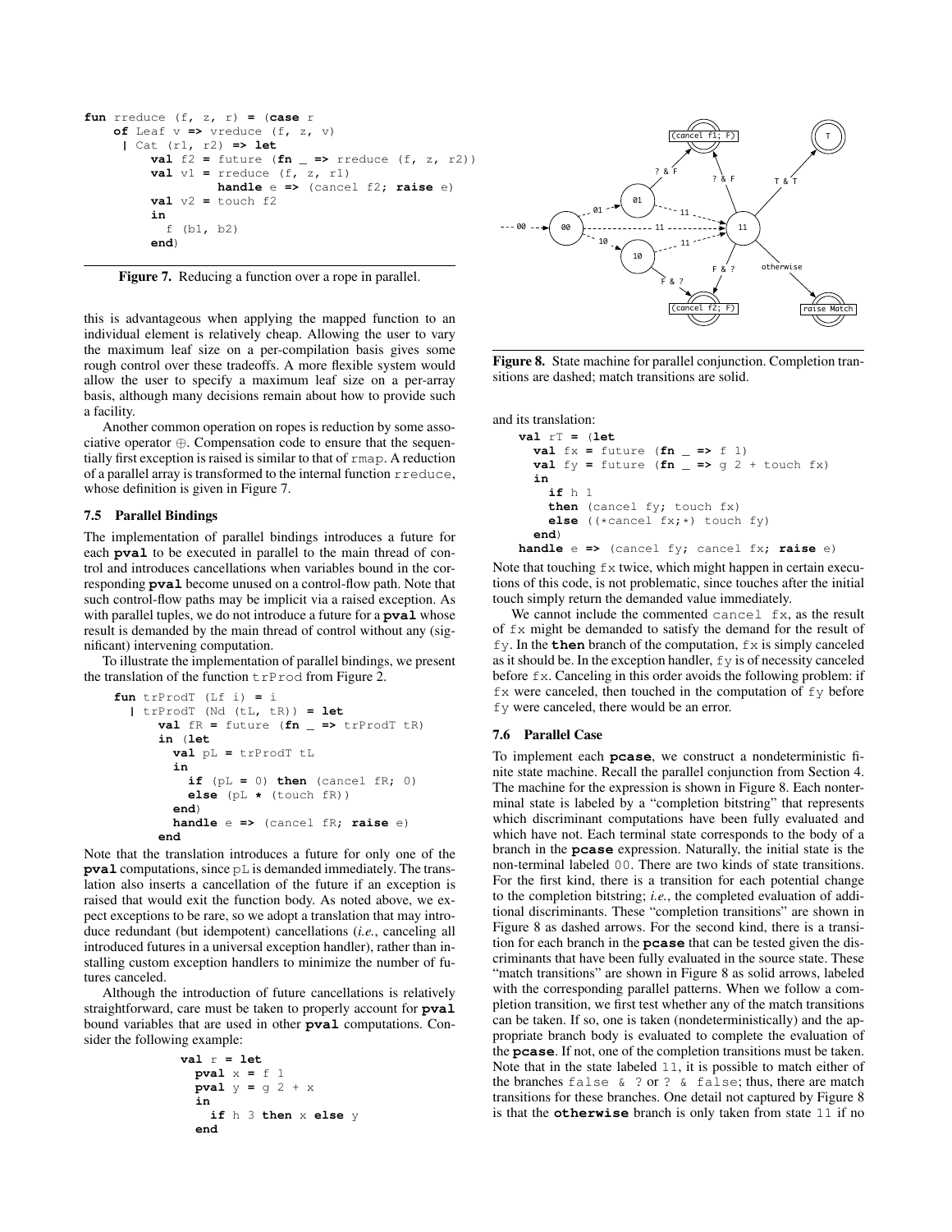```
fun rreduce (f, z, r) = (case r
    of Leaf v => vreduce (f, z, v)
     | Cat (r1, r2) => let
         val f2 = future (fn _ => rreduce (f, z, r2))
         val v1 = rreduce (f, z, r1)
                  handle e => (cancel f2; raise e)
         val v2 = touch f2
         in
           f (b1, b2)
         end)
```

**Figure 7.** Reducing a function over a rope in parallel.

this is advantageous when applying the mapped function to an individual element is relatively cheap. Allowing the user to vary the maximum leaf size on a per-compilation basis gives some rough control over these tradeoffs. A more flexible system would allow the user to specify a maximum leaf size on a per-array basis, although many decisions remain about how to provide such a facility.

Another common operation on ropes is reduction by some associative operator $\oplus$. Compensation code to ensure that the sequentially first exception is raised is similar to that of `rmap`. A reduction of a parallel array is transformed to the internal function `rreduce`, whose definition is given in Figure 7.

### 7.5 Parallel Bindings

The implementation of parallel bindings introduces a future for each **pval** to be executed in parallel to the main thread of control and introduces cancellations when variables bound in the corresponding **pval** become unused on a control-flow path. Note that such control-flow paths may be implicit via a raised exception. As with parallel tuples, we do not introduce a future for a **pval** whose result is demanded by the main thread of control without any (significant) intervening computation.

To illustrate the implementation of parallel bindings, we present the translation of the function `trProd` from Figure 2.

```
fun trProdT (Lf i) = i
  | trProdT (Nd (tL, tR)) = let
      val fR = future (fn _ => trProdT tR)
      in (let
        val pL = trProdT tL
        in
          if (pL = 0) then (cancel fR; 0)
          else (pL * (touch fR))
        end)
        handle e => (cancel fR; raise e)
      end
```

Note that the translation introduces a future for only one of the **pval** computations, since `pL` is demanded immediately. The translation also inserts a cancellation of the future if an exception is raised that would exit the function body. As noted above, we expect exceptions to be rare, so we adopt a translation that may introduce redundant (but idempotent) cancellations (*i.e.*, canceling all introduced futures in a universal exception handler), rather than installing custom exception handlers to minimize the number of futures canceled.

Although the introduction of future cancellations is relatively straightforward, care must be taken to properly account for **pval** bound variables that are used in other **pval** computations. Consider the following example:

```
val r = let
  pval x = f 1
  pval y = g 2 + x
  in
    if h 3 then x else y
  end
```

**Figure 8.** State machine for parallel conjunction. Completion transitions are dashed; match transitions are solid.

and its translation:

```
val rT = (let
  val fx = future (fn _ => f 1)
  val fy = future (fn _ => g 2 + touch fx)
  in
    if h 1
    then (cancel fy; touch fx)
    else ((*cancel fx;*) touch fy)
  end)
handle e => (cancel fy; cancel fx; raise e)
```

Note that touching `fx` twice, which might happen in certain executions of this code, is not problematic, since touches after the initial touch simply return the demanded value immediately.

We cannot include the commented `cancel fx`, as the result of `fx` might be demanded to satisfy the demand for the result of `fy`. In the **then** branch of the computation, `fx` is simply canceled as it should be. In the exception handler, `fy` is of necessity canceled before `fx`. Canceling in this order avoids the following problem: if `fx` were canceled, then touched in the computation of `fy` before `fy` were canceled, there would be an error.

### 7.6 Parallel Case

To implement each **pcase**, we construct a nondeterministic finite state machine. Recall the parallel conjunction from Section 4. The machine for the expression is shown in Figure 8. Each nonterminal state is labeled by a "completion bitstring" that represents which discriminant computations have been fully evaluated and which have not. Each terminal state corresponds to the body of a branch in the **pcase** expression. Naturally, the initial state is the non-terminal labeled `00`. There are two kinds of state transitions. For the first kind, there is a transition for each potential change to the completion bitstring; *i.e.*, the completed evaluation of additional discriminants. These "completion transitions" are shown in Figure 8 as dashed arrows. For the second kind, there is a transition for each branch in the **pcase** that can be tested given the discriminants that have been fully evaluated in the source state. These "match transitions" are shown in Figure 8 as solid arrows, labeled with the corresponding parallel patterns. When we follow a completion transition, we first test whether any of the match transitions can be taken. If so, one is taken (nondeterministically) and the appropriate branch body is evaluated to complete the evaluation of the **pcase**. If not, one of the completion transitions must be taken. Note that in the state labeled `11`, it is possible to match either of the branches `false & ?` or `? & false`; thus, there are match transitions for these branches. One detail not captured by Figure 8 is that the **otherwise** branch is only taken from state `11` if no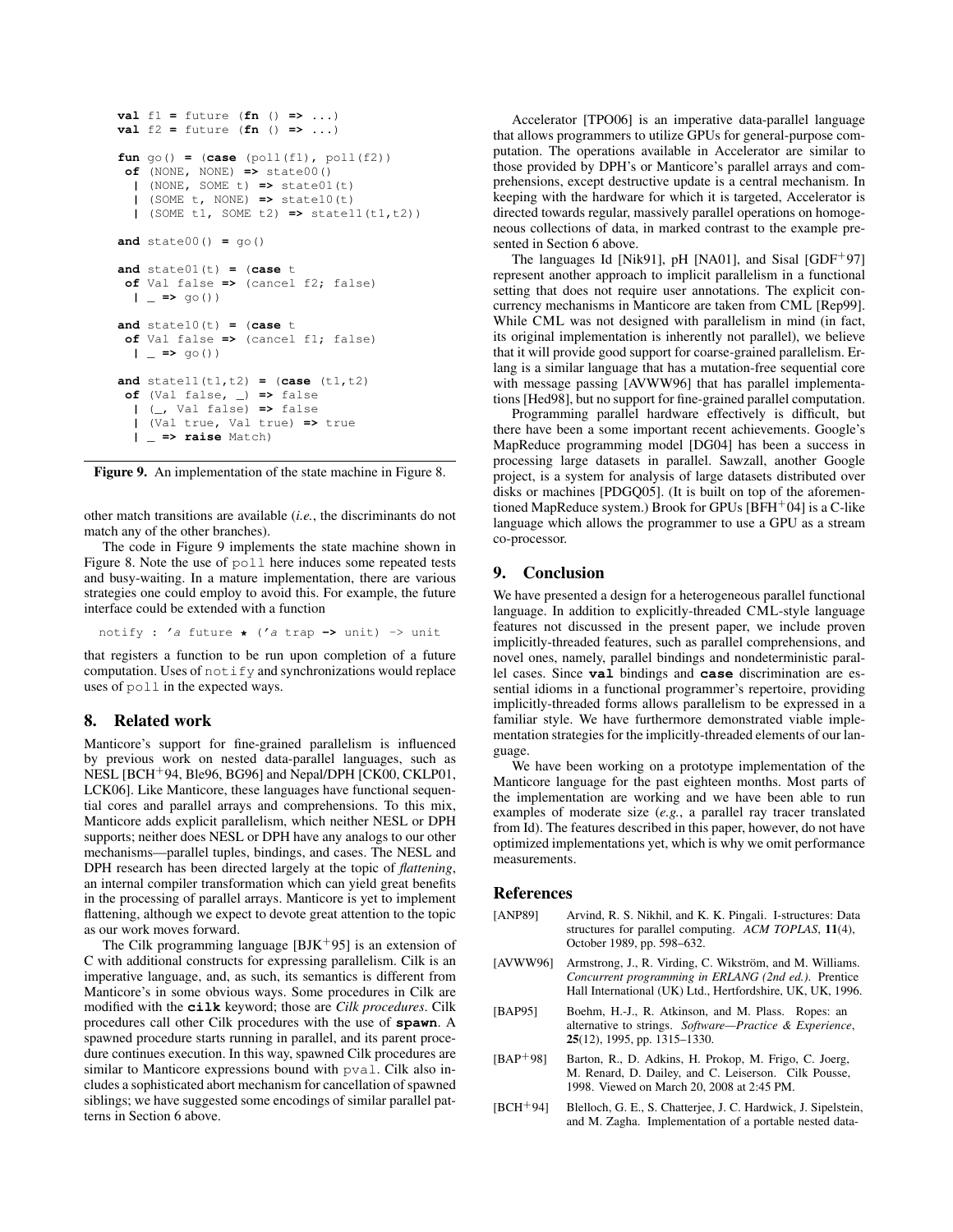```
val f1 = future (fn () => ...)
val f2 = future (fn () => ...)

fun go() = (case (poll(f1), poll(f2))
 of (NONE, NONE) => state00()
  | (NONE, SOME t) => state01(t)
  | (SOME t, NONE) => state10(t)
  | (SOME t1, SOME t2) => state11(t1,t2))

and state00() = go()

and state01(t) = (case t
 of Val false => (cancel f2; false)
  | _ => go())

and state10(t) = (case t
 of Val false => (cancel f1; false)
  | _ => go())

and state11(t1,t2) = (case (t1,t2)
 of (Val false, _) => false
  | (_, Val false) => false
  | (Val true, Val true) => true
  | _ => raise Match)
```

**Figure 9.** An implementation of the state machine in Figure 8.

other match transitions are available (*i.e.*, the discriminants do not match any of the other branches).

The code in Figure 9 implements the state machine shown in Figure 8. Note the use of `poll` here induces some repeated tests and busy-waiting. In a mature implementation, there are various strategies one could employ to avoid this. For example, the future interface could be extended with a function

```
notify : 'a future * ('a trap -> unit) -> unit
```

that registers a function to be run upon completion of a future computation. Uses of `notify` and synchronizations would replace uses of `poll` in the expected ways.

## 8. Related work

Manticore's support for fine-grained parallelism is influenced by previous work on nested data-parallel languages, such as NESL [BCH+94, Ble96, BG96] and Nepal/DPH [CK00, CKLP01, LCK06]. Like Manticore, these languages have functional sequential cores and parallel arrays and comprehensions. To this mix, Manticore adds explicit parallelism, which neither NESL or DPH supports; neither does NESL or DPH have any analogs to our other mechanisms—parallel tuples, bindings, and cases. The NESL and DPH research has been directed largely at the topic of *flattening*, an internal compiler transformation which can yield great benefits in the processing of parallel arrays. Manticore is yet to implement flattening, although we expect to devote great attention to the topic as our work moves forward.

The Cilk programming language [BJK+95] is an extension of C with additional constructs for expressing parallelism. Cilk is an imperative language, and, as such, its semantics is different from Manticore's in some obvious ways. Some procedures in Cilk are modified with the **cilk** keyword; those are *Cilk procedures*. Cilk procedures call other Cilk procedures with the use of **spawn**. A spawned procedure starts running in parallel, and its parent procedure continues execution. In this way, spawned Cilk procedures are similar to Manticore expressions bound with `pval`. Cilk also includes a sophisticated abort mechanism for cancellation of spawned siblings; we have suggested some encodings of similar parallel patterns in Section 6 above.

Accelerator [TPO06] is an imperative data-parallel language that allows programmers to utilize GPUs for general-purpose computation. The operations available in Accelerator are similar to those provided by DPH's or Manticore's parallel arrays and comprehensions, except destructive update is a central mechanism. In keeping with the hardware for which it is targeted, Accelerator is directed towards regular, massively parallel operations on homogeneous collections of data, in marked contrast to the example presented in Section 6 above.

The languages Id [Nik91], pH [NA01], and Sisal [GDF+97] represent another approach to implicit parallelism in a functional setting that does not require user annotations. The explicit concurrency mechanisms in Manticore are taken from CML [Rep99]. While CML was not designed with parallelism in mind (in fact, its original implementation is inherently not parallel), we believe that it will provide good support for coarse-grained parallelism. Erlang is a similar language that has a mutation-free sequential core with message passing [AVWW96] that has parallel implementations [Hed98], but no support for fine-grained parallel computation.

Programming parallel hardware effectively is difficult, but there have been a some important recent achievements. Google's MapReduce programming model [DG04] has been a success in processing large datasets in parallel. Sawzall, another Google project, is a system for analysis of large datasets distributed over disks or machines [PDGQ05]. (It is built on top of the aforementioned MapReduce system.) Brook for GPUs [BFH+04] is a C-like language which allows the programmer to use a GPU as a stream co-processor.

## 9. Conclusion

We have presented a design for a heterogeneous parallel functional language. In addition to explicitly-threaded CML-style language features not discussed in the present paper, we include proven implicitly-threaded features, such as parallel comprehensions, and novel ones, namely, parallel bindings and nondeterministic parallel cases. Since **val** bindings and **case** discrimination are essential idioms in a functional programmer's repertoire, providing implicitly-threaded forms allows parallelism to be expressed in a familiar style. We have furthermore demonstrated viable implementation strategies for the implicitly-threaded elements of our language.

We have been working on a prototype implementation of the Manticore language for the past eighteen months. Most parts of the implementation are working and we have been able to run examples of moderate size (*e.g.*, a parallel ray tracer translated from Id). The features described in this paper, however, do not have optimized implementations yet, which is why we omit performance measurements.

## References

[ANP89] Arvind, R. S. Nikhil, and K. K. Pingali. I-structures: Data structures for parallel computing. *ACM TOPLAS*, **11**(4), October 1989, pp. 598–632.

[AVWW96] Armstrong, J., R. Virding, C. Wikström, and M. Williams. *Concurrent programming in ERLANG (2nd ed.)*. Prentice Hall International (UK) Ltd., Hertfordshire, UK, UK, 1996.

[BAP95] Boehm, H.-J., R. Atkinson, and M. Plass. Ropes: an alternative to strings. *Software—Practice & Experience*, **25**(12), 1995, pp. 1315–1330.

[BAP+98] Barton, R., D. Adkins, H. Prokop, M. Frigo, C. Joerg, M. Renard, D. Dailey, and C. Leiserson. Cilk Pousse, 1998. Viewed on March 20, 2008 at 2:45 PM.

[BCH+94] Blelloch, G. E., S. Chatterjee, J. C. Hardwick, J. Sipelstein, and M. Zagha. Implementation of a portable nested data-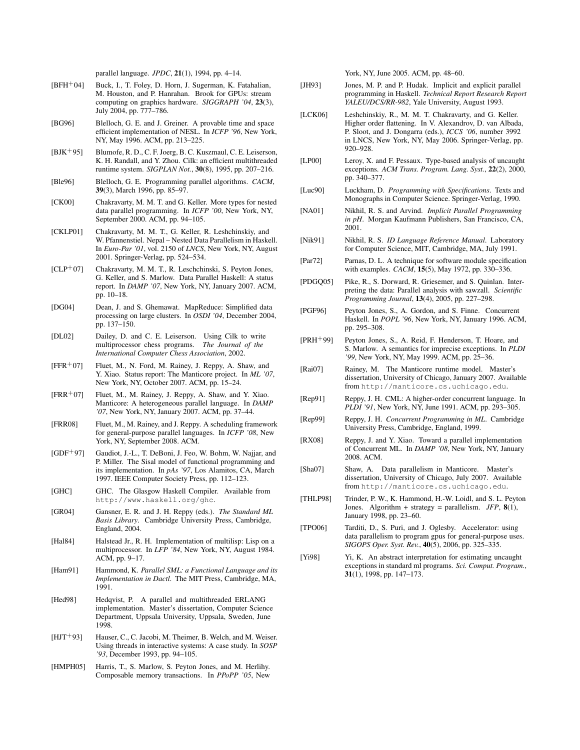parallel language. *JPDC*, **21**(1), 1994, pp. 4–14.

[BFH+04] Buck, I., T. Foley, D. Horn, J. Sugerman, K. Fatahalian, M. Houston, and P. Hanrahan. Brook for GPUs: stream computing on graphics hardware. *SIGGRAPH '04*, **23**(3), July 2004, pp. 777–786.

[BG96] Blelloch, G. E. and J. Greiner. A provable time and space efficient implementation of NESL. In *ICFP '96*, New York, NY, May 1996. ACM, pp. 213–225.

[BJK+95] Blumofe, R. D., C. F. Joerg, B. C. Kuszmaul, C. E. Leiserson, K. H. Randall, and Y. Zhou. Cilk: an efficient multithreaded runtime system. *SIGPLAN Not.*, **30**(8), 1995, pp. 207–216.

[Ble96] Blelloch, G. E. Programming parallel algorithms. *CACM*, **39**(3), March 1996, pp. 85–97.

[CK00] Chakravarty, M. M. T. and G. Keller. More types for nested data parallel programming. In *ICFP '00*, New York, NY, September 2000. ACM, pp. 94–105.

[CKLP01] Chakravarty, M. M. T., G. Keller, R. Leshchinskiy, and W. Pfannenstiel. Nepal – Nested Data Parallelism in Haskell. In *Euro-Par '01*, vol. 2150 of *LNCS*, New York, NY, August 2001. Springer-Verlag, pp. 524–534.

[CLP+07] Chakravarty, M. M. T., R. Leschchinski, S. Peyton Jones, G. Keller, and S. Marlow. Data Parallel Haskell: A status report. In *DAMP '07*, New York, NY, January 2007. ACM, pp. 10–18.

[DG04] Dean, J. and S. Ghemawat. MapReduce: Simplified data processing on large clusters. In *OSDI '04*, December 2004, pp. 137–150.

[DL02] Dailey, D. and C. E. Leiserson. Using Cilk to write multiprocessor chess programs. *The Journal of the International Computer Chess Association*, 2002.

[FFR+07] Fluet, M., N. Ford, M. Rainey, J. Reppy, A. Shaw, and Y. Xiao. Status report: The Manticore project. In *ML '07*, New York, NY, October 2007. ACM, pp. 15–24.

[FRR+07] Fluet, M., M. Rainey, J. Reppy, A. Shaw, and Y. Xiao. Manticore: A heterogeneous parallel language. In *DAMP '07*, New York, NY, January 2007. ACM, pp. 37–44.

[FRR08] Fluet, M., M. Rainey, and J. Reppy. A scheduling framework for general-purpose parallel languages. In *ICFP '08*, New York, NY, September 2008. ACM.

[GDF+97] Gaudiot, J.-L., T. DeBoni, J. Feo, W. Bohm, W. Najjar, and P. Miller. The Sisal model of functional programming and its implementation. In *pAs '97*, Los Alamitos, CA, March 1997. IEEE Computer Society Press, pp. 112–123.

[GHC] GHC. The Glasgow Haskell Compiler. Available from `http://www.haskell.org/ghc`.

[GR04] Gansner, E. R. and J. H. Reppy (eds.). *The Standard ML Basis Library*. Cambridge University Press, Cambridge, England, 2004.

[Hal84] Halstead Jr., R. H. Implementation of multilisp: Lisp on a multiprocessor. In *LFP '84*, New York, NY, August 1984. ACM, pp. 9–17.

[Ham91] Hammond, K. *Parallel SML: a Functional Language and its Implementation in Dactl*. The MIT Press, Cambridge, MA, 1991.

[Hed98] Hedqvist, P. A parallel and multithreaded ERLANG implementation. Master's dissertation, Computer Science Department, Uppsala University, Uppsala, Sweden, June 1998.

[HJT+93] Hauser, C., C. Jacobi, M. Theimer, B. Welch, and M. Weiser. Using threads in interactive systems: A case study. In *SOSP '93*, December 1993, pp. 94–105.

[HMPH05] Harris, T., S. Marlow, S. Peyton Jones, and M. Herlihy. Composable memory transactions. In *PPoPP '05*, New York, NY, June 2005. ACM, pp. 48–60.

[JH93] Jones, M. P. and P. Hudak. Implicit and explicit parallel programming in Haskell. *Technical Report Research Report YALEU/DCS/RR-982*, Yale University, August 1993.

[LCK06] Leshchinskiy, R., M. M. T. Chakravarty, and G. Keller. Higher order flattening. In V. Alexandrov, D. van Albada, P. Sloot, and J. Dongarra (eds.), *ICCS '06*, number 3992 in LNCS, New York, NY, May 2006. Springer-Verlag, pp. 920–928.

[LP00] Leroy, X. and F. Pessaux. Type-based analysis of uncaught exceptions. *ACM Trans. Program. Lang. Syst.*, **22**(2), 2000, pp. 340–377.

[Luc90] Luckham, D. *Programming with Specifications*. Texts and Monographs in Computer Science. Springer-Verlag, 1990.

[NA01] Nikhil, R. S. and Arvind. *Implicit Parallel Programming in pH*. Morgan Kaufmann Publishers, San Francisco, CA, 2001.

[Nik91] Nikhil, R. S. *ID Language Reference Manual*. Laboratory for Computer Science, MIT, Cambridge, MA, July 1991.

[Par72] Parnas, D. L. A technique for software module specification with examples. *CACM*, **15**(5), May 1972, pp. 330–336.

[PDGQ05] Pike, R., S. Dorward, R. Griesemer, and S. Quinlan. Interpreting the data: Parallel analysis with sawzall. *Scientific Programming Journal*, **13**(4), 2005, pp. 227–298.

[PGF96] Peyton Jones, S., A. Gordon, and S. Finne. Concurrent Haskell. In *POPL '96*, New York, NY, January 1996. ACM, pp. 295–308.

[PRH+99] Peyton Jones, S., A. Reid, F. Henderson, T. Hoare, and S. Marlow. A semantics for imprecise exceptions. In *PLDI '99*, New York, NY, May 1999. ACM, pp. 25–36.

[Rai07] Rainey, M. The Manticore runtime model. Master's dissertation, University of Chicago, January 2007. Available from `http://manticore.cs.uchicago.edu`.

[Rep91] Reppy, J. H. CML: A higher-order concurrent language. In *PLDI '91*, New York, NY, June 1991. ACM, pp. 293–305.

[Rep99] Reppy, J. H. *Concurrent Programming in ML*. Cambridge University Press, Cambridge, England, 1999.

[RX08] Reppy, J. and Y. Xiao. Toward a parallel implementation of Concurrent ML. In *DAMP '08*, New York, NY, January 2008. ACM.

[Sha07] Shaw, A. Data parallelism in Manticore. Master's dissertation, University of Chicago, July 2007. Available from `http://manticore.cs.uchicago.edu`.

[THLP98] Trinder, P. W., K. Hammond, H.-W. Loidl, and S. L. Peyton Jones. Algorithm + strategy = parallelism. *JFP*, **8**(1), January 1998, pp. 23–60.

[TPO06] Tarditi, D., S. Puri, and J. Oglesby. Accelerator: using data parallelism to program gpus for general-purpose uses. *SIGOPS Oper. Syst. Rev.*, **40**(5), 2006, pp. 325–335.

[Yi98] Yi, K. An abstract interpretation for estimating uncaught exceptions in standard ml programs. *Sci. Comput. Program.*, **31**(1), 1998, pp. 147–173.